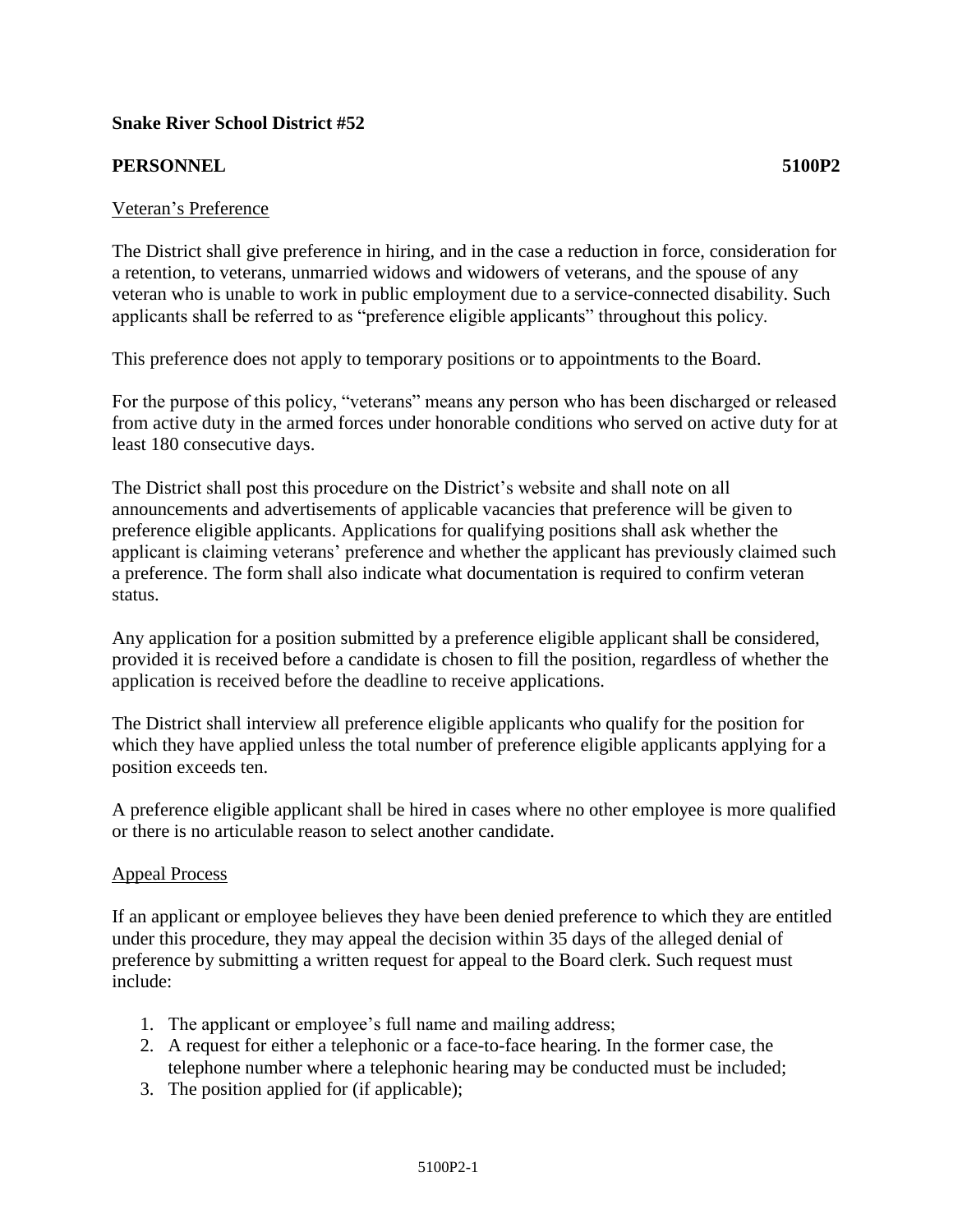**Snake River School District #52**

**PERSONNEL** **5100P2**

<u>Veteran's Preference</u>

The District shall give preference in hiring, and in the case a reduction in force, consideration for a retention, to veterans, unmarried widows and widowers of veterans, and the spouse of any veteran who is unable to work in public employment due to a service-connected disability. Such applicants shall be referred to as "preference eligible applicants" throughout this policy.

This preference does not apply to temporary positions or to appointments to the Board.

For the purpose of this policy, "veterans" means any person who has been discharged or released from active duty in the armed forces under honorable conditions who served on active duty for at least 180 consecutive days.

The District shall post this procedure on the District's website and shall note on all announcements and advertisements of applicable vacancies that preference will be given to preference eligible applicants. Applications for qualifying positions shall ask whether the applicant is claiming veterans' preference and whether the applicant has previously claimed such a preference. The form shall also indicate what documentation is required to confirm veteran status.

Any application for a position submitted by a preference eligible applicant shall be considered, provided it is received before a candidate is chosen to fill the position, regardless of whether the application is received before the deadline to receive applications.

The District shall interview all preference eligible applicants who qualify for the position for which they have applied unless the total number of preference eligible applicants applying for a position exceeds ten.

A preference eligible applicant shall be hired in cases where no other employee is more qualified or there is no articulable reason to select another candidate.

<u>Appeal Process</u>

If an applicant or employee believes they have been denied preference to which they are entitled under this procedure, they may appeal the decision within 35 days of the alleged denial of preference by submitting a written request for appeal to the Board clerk. Such request must include:

1. The applicant or employee's full name and mailing address;
2. A request for either a telephonic or a face-to-face hearing. In the former case, the telephone number where a telephonic hearing may be conducted must be included;
3. The position applied for (if applicable);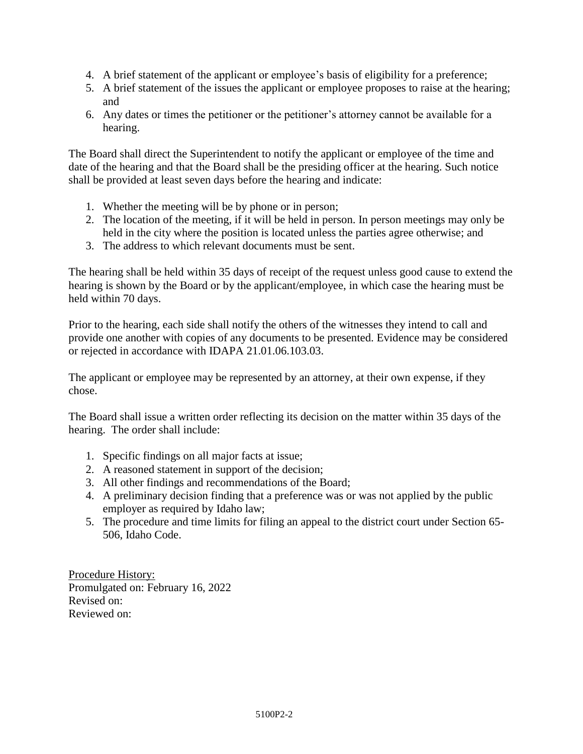4. A brief statement of the applicant or employee's basis of eligibility for a preference;
5. A brief statement of the issues the applicant or employee proposes to raise at the hearing; and
6. Any dates or times the petitioner or the petitioner's attorney cannot be available for a hearing.

The Board shall direct the Superintendent to notify the applicant or employee of the time and date of the hearing and that the Board shall be the presiding officer at the hearing. Such notice shall be provided at least seven days before the hearing and indicate:

1. Whether the meeting will be by phone or in person;
2. The location of the meeting, if it will be held in person. In person meetings may only be held in the city where the position is located unless the parties agree otherwise; and
3. The address to which relevant documents must be sent.

The hearing shall be held within 35 days of receipt of the request unless good cause to extend the hearing is shown by the Board or by the applicant/employee, in which case the hearing must be held within 70 days.

Prior to the hearing, each side shall notify the others of the witnesses they intend to call and provide one another with copies of any documents to be presented. Evidence may be considered or rejected in accordance with IDAPA 21.01.06.103.03.

The applicant or employee may be represented by an attorney, at their own expense, if they chose.

The Board shall issue a written order reflecting its decision on the matter within 35 days of the hearing. The order shall include:

1. Specific findings on all major facts at issue;
2. A reasoned statement in support of the decision;
3. All other findings and recommendations of the Board;
4. A preliminary decision finding that a preference was or was not applied by the public employer as required by Idaho law;
5. The procedure and time limits for filing an appeal to the district court under Section 65-506, Idaho Code.

<u>Procedure History:</u>
Promulgated on: February 16, 2022
Revised on:
Reviewed on: